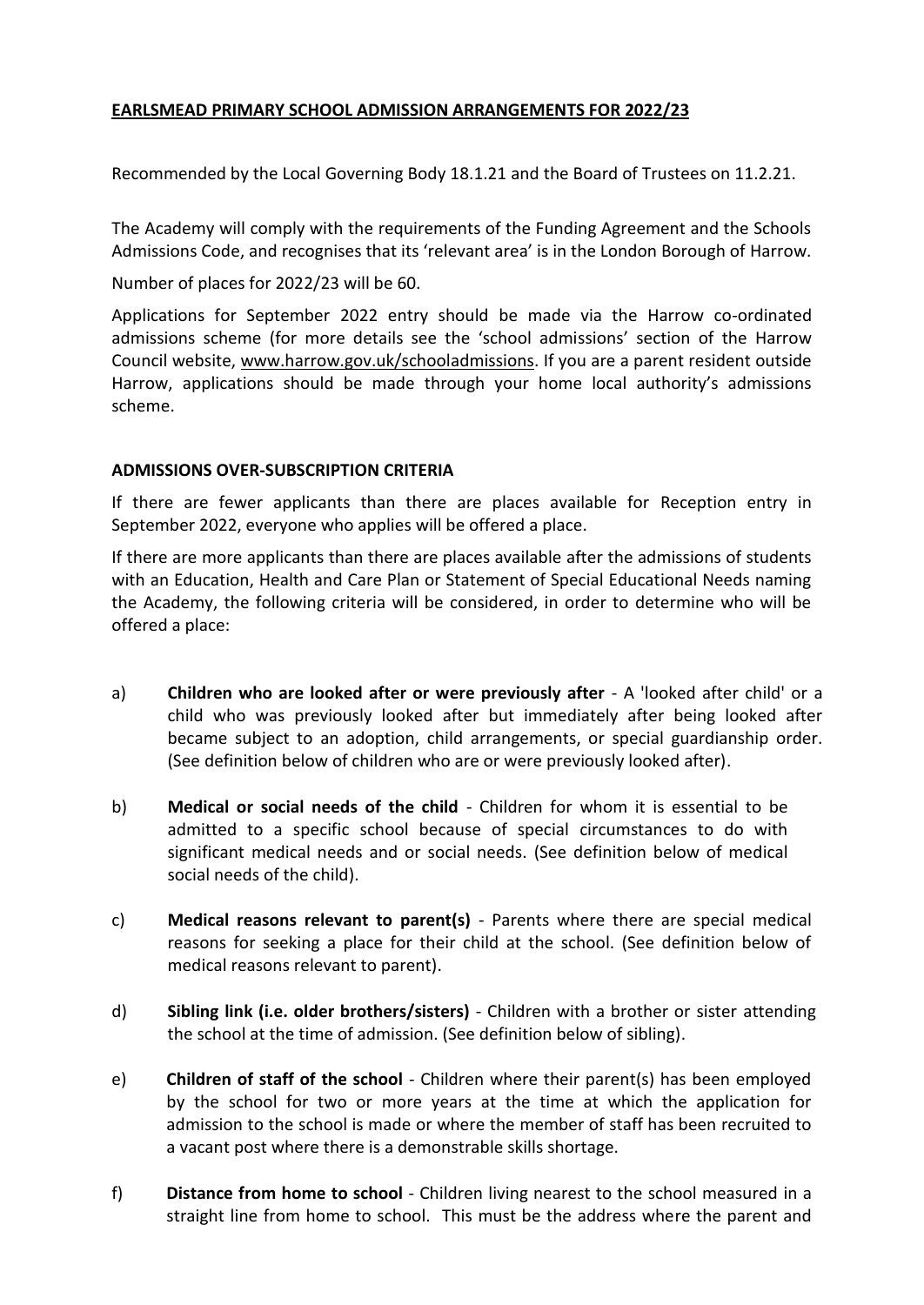**EARLSMEAD PRIMARY SCHOOL ADMISSION ARRANGEMENTS FOR 2022/23**

Recommended by the Local Governing Body 18.1.21 and the Board of Trustees on 11.2.21.

The Academy will comply with the requirements of the Funding Agreement and the Schools Admissions Code, and recognises that its 'relevant area' is in the London Borough of Harrow.

Number of places for 2022/23 will be 60.

Applications for September 2022 entry should be made via the Harrow co-ordinated admissions scheme (for more details see the 'school admissions' section of the Harrow Council website, www.harrow.gov.uk/schooladmissions. If you are a parent resident outside Harrow, applications should be made through your home local authority's admissions scheme.

**ADMISSIONS OVER-SUBSCRIPTION CRITERIA**

If there are fewer applicants than there are places available for Reception entry in September 2022, everyone who applies will be offered a place.

If there are more applicants than there are places available after the admissions of students with an Education, Health and Care Plan or Statement of Special Educational Needs naming the Academy, the following criteria will be considered, in order to determine who will be offered a place:

a) **Children who are looked after or were previously after** - A 'looked after child' or a child who was previously looked after but immediately after being looked after became subject to an adoption, child arrangements, or special guardianship order. (See definition below of children who are or were previously looked after).

b) **Medical or social needs of the child** - Children for whom it is essential to be admitted to a specific school because of special circumstances to do with significant medical needs and or social needs. (See definition below of medical social needs of the child).

c) **Medical reasons relevant to parent(s)** - Parents where there are special medical reasons for seeking a place for their child at the school. (See definition below of medical reasons relevant to parent).

d) **Sibling link (i.e. older brothers/sisters)** - Children with a brother or sister attending the school at the time of admission. (See definition below of sibling).

e) **Children of staff of the school** - Children where their parent(s) has been employed by the school for two or more years at the time at which the application for admission to the school is made or where the member of staff has been recruited to a vacant post where there is a demonstrable skills shortage.

f) **Distance from home to school** - Children living nearest to the school measured in a straight line from home to school. This must be the address where the parent and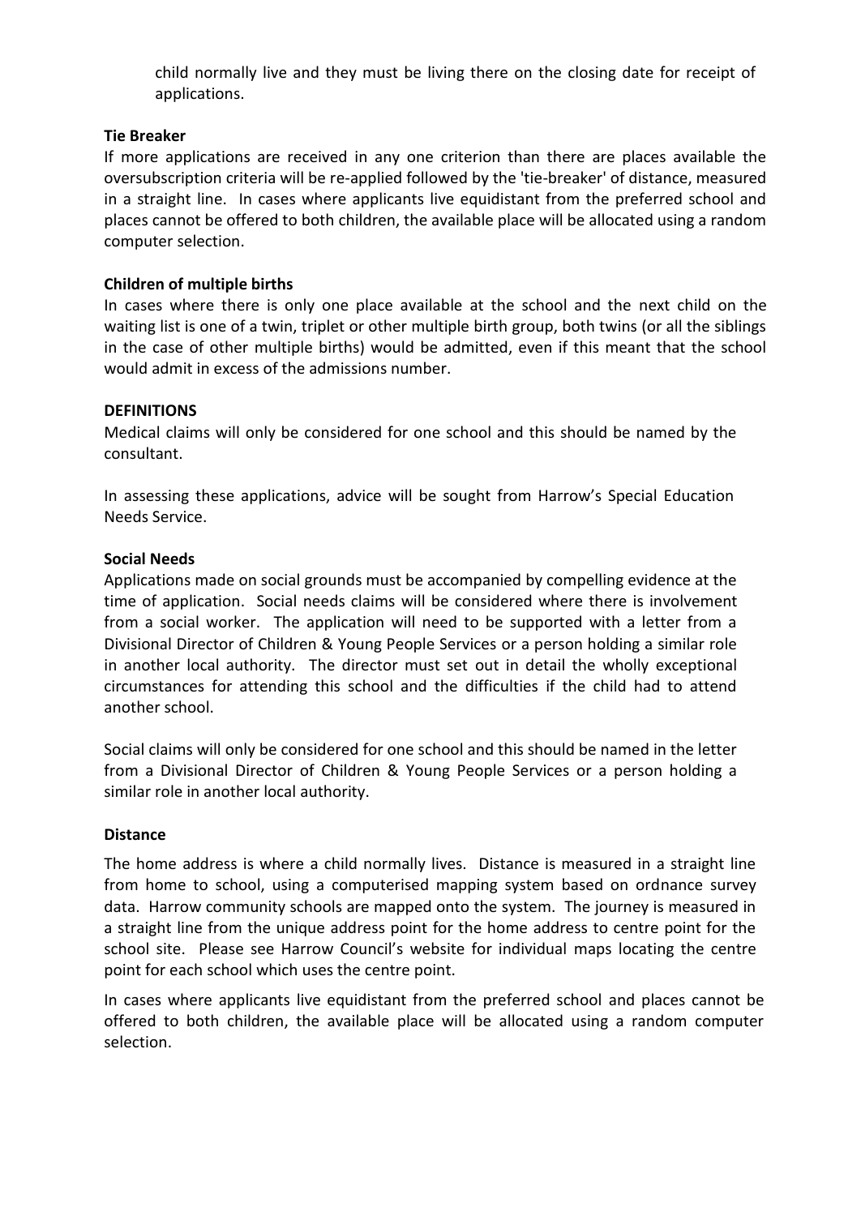child normally live and they must be living there on the closing date for receipt of applications.

**Tie Breaker**

If more applications are received in any one criterion than there are places available the oversubscription criteria will be re-applied followed by the 'tie-breaker' of distance, measured in a straight line. In cases where applicants live equidistant from the preferred school and places cannot be offered to both children, the available place will be allocated using a random computer selection.

**Children of multiple births**

In cases where there is only one place available at the school and the next child on the waiting list is one of a twin, triplet or other multiple birth group, both twins (or all the siblings in the case of other multiple births) would be admitted, even if this meant that the school would admit in excess of the admissions number.

**DEFINITIONS**

Medical claims will only be considered for one school and this should be named by the consultant.

In assessing these applications, advice will be sought from Harrow's Special Education Needs Service.

**Social Needs**

Applications made on social grounds must be accompanied by compelling evidence at the time of application. Social needs claims will be considered where there is involvement from a social worker. The application will need to be supported with a letter from a Divisional Director of Children & Young People Services or a person holding a similar role in another local authority. The director must set out in detail the wholly exceptional circumstances for attending this school and the difficulties if the child had to attend another school.

Social claims will only be considered for one school and this should be named in the letter from a Divisional Director of Children & Young People Services or a person holding a similar role in another local authority.

**Distance**

The home address is where a child normally lives. Distance is measured in a straight line from home to school, using a computerised mapping system based on ordnance survey data. Harrow community schools are mapped onto the system. The journey is measured in a straight line from the unique address point for the home address to centre point for the school site. Please see Harrow Council's website for individual maps locating the centre point for each school which uses the centre point.

In cases where applicants live equidistant from the preferred school and places cannot be offered to both children, the available place will be allocated using a random computer selection.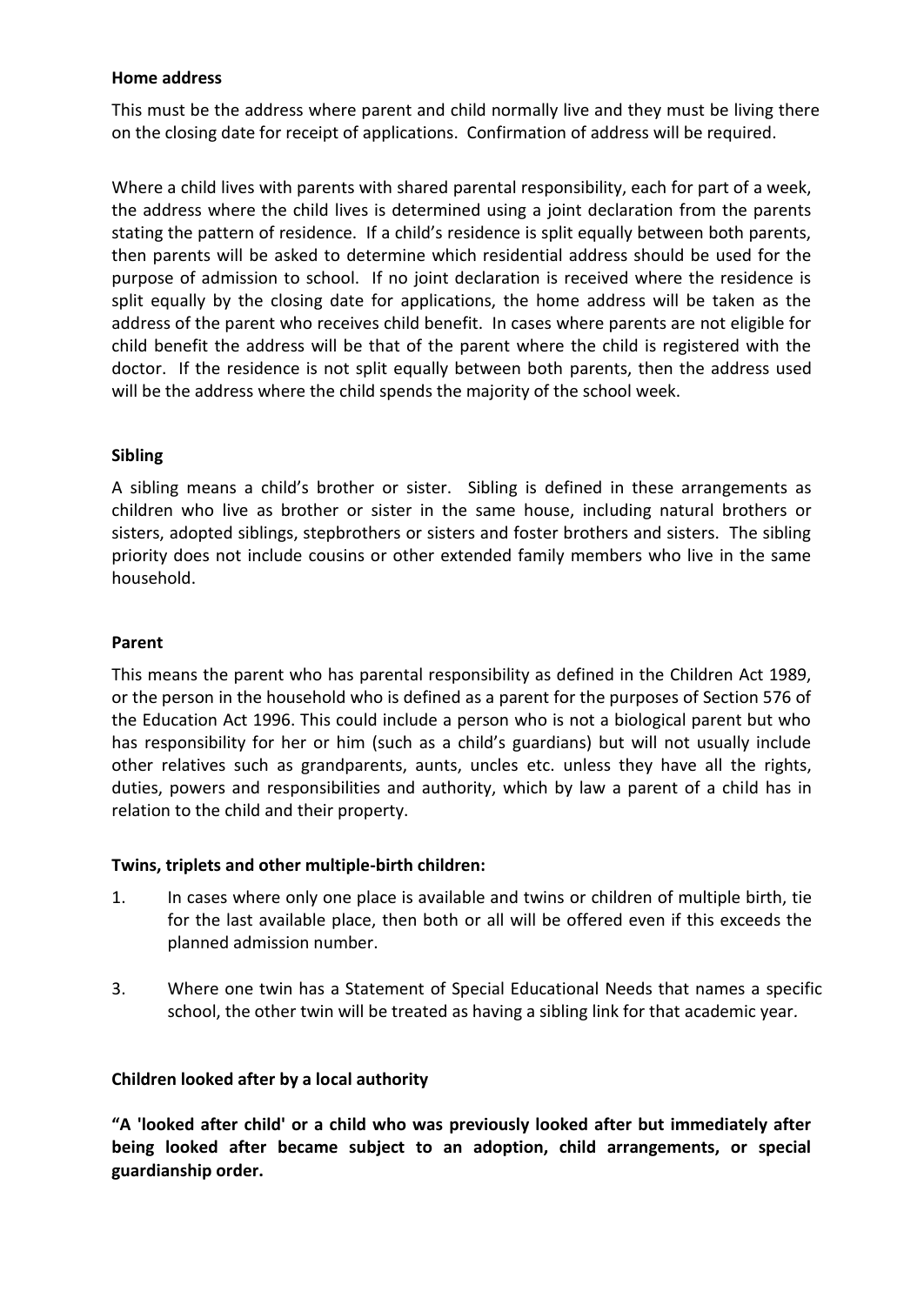**Home address**

This must be the address where parent and child normally live and they must be living there on the closing date for receipt of applications. Confirmation of address will be required.

Where a child lives with parents with shared parental responsibility, each for part of a week, the address where the child lives is determined using a joint declaration from the parents stating the pattern of residence. If a child's residence is split equally between both parents, then parents will be asked to determine which residential address should be used for the purpose of admission to school. If no joint declaration is received where the residence is split equally by the closing date for applications, the home address will be taken as the address of the parent who receives child benefit. In cases where parents are not eligible for child benefit the address will be that of the parent where the child is registered with the doctor. If the residence is not split equally between both parents, then the address used will be the address where the child spends the majority of the school week.

**Sibling**

A sibling means a child's brother or sister. Sibling is defined in these arrangements as children who live as brother or sister in the same house, including natural brothers or sisters, adopted siblings, stepbrothers or sisters and foster brothers and sisters. The sibling priority does not include cousins or other extended family members who live in the same household.

**Parent**

This means the parent who has parental responsibility as defined in the Children Act 1989, or the person in the household who is defined as a parent for the purposes of Section 576 of the Education Act 1996. This could include a person who is not a biological parent but who has responsibility for her or him (such as a child's guardians) but will not usually include other relatives such as grandparents, aunts, uncles etc. unless they have all the rights, duties, powers and responsibilities and authority, which by law a parent of a child has in relation to the child and their property.

**Twins, triplets and other multiple-birth children:**

1. In cases where only one place is available and twins or children of multiple birth, tie for the last available place, then both or all will be offered even if this exceeds the planned admission number.

3. Where one twin has a Statement of Special Educational Needs that names a specific school, the other twin will be treated as having a sibling link for that academic year.

**Children looked after by a local authority**

**"A 'looked after child' or a child who was previously looked after but immediately after being looked after became subject to an adoption, child arrangements, or special guardianship order.**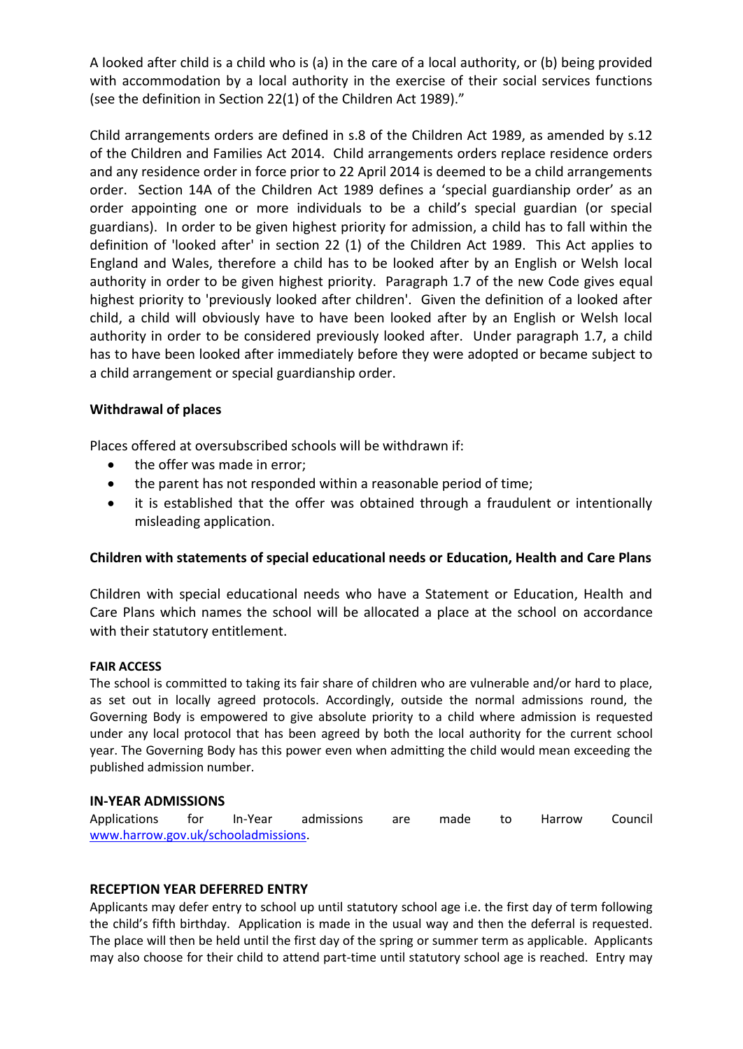A looked after child is a child who is (a) in the care of a local authority, or (b) being provided with accommodation by a local authority in the exercise of their social services functions (see the definition in Section 22(1) of the Children Act 1989)."

Child arrangements orders are defined in s.8 of the Children Act 1989, as amended by s.12 of the Children and Families Act 2014. Child arrangements orders replace residence orders and any residence order in force prior to 22 April 2014 is deemed to be a child arrangements order. Section 14A of the Children Act 1989 defines a 'special guardianship order' as an order appointing one or more individuals to be a child's special guardian (or special guardians). In order to be given highest priority for admission, a child has to fall within the definition of 'looked after' in section 22 (1) of the Children Act 1989. This Act applies to England and Wales, therefore a child has to be looked after by an English or Welsh local authority in order to be given highest priority. Paragraph 1.7 of the new Code gives equal highest priority to 'previously looked after children'. Given the definition of a looked after child, a child will obviously have to have been looked after by an English or Welsh local authority in order to be considered previously looked after. Under paragraph 1.7, a child has to have been looked after immediately before they were adopted or became subject to a child arrangement or special guardianship order.

**Withdrawal of places**

Places offered at oversubscribed schools will be withdrawn if:

- the offer was made in error;
- the parent has not responded within a reasonable period of time;
- it is established that the offer was obtained through a fraudulent or intentionally misleading application.

**Children with statements of special educational needs or Education, Health and Care Plans**

Children with special educational needs who have a Statement or Education, Health and Care Plans which names the school will be allocated a place at the school on accordance with their statutory entitlement.

**FAIR ACCESS**

The school is committed to taking its fair share of children who are vulnerable and/or hard to place, as set out in locally agreed protocols. Accordingly, outside the normal admissions round, the Governing Body is empowered to give absolute priority to a child where admission is requested under any local protocol that has been agreed by both the local authority for the current school year. The Governing Body has this power even when admitting the child would mean exceeding the published admission number.

**IN-YEAR ADMISSIONS**

Applications for In-Year admissions are made to Harrow Council [www.harrow.gov.uk/schooladmissions](www.harrow.gov.uk/schooladmissions).

**RECEPTION YEAR DEFERRED ENTRY**

Applicants may defer entry to school up until statutory school age i.e. the first day of term following the child's fifth birthday. Application is made in the usual way and then the deferral is requested. The place will then be held until the first day of the spring or summer term as applicable. Applicants may also choose for their child to attend part-time until statutory school age is reached. Entry may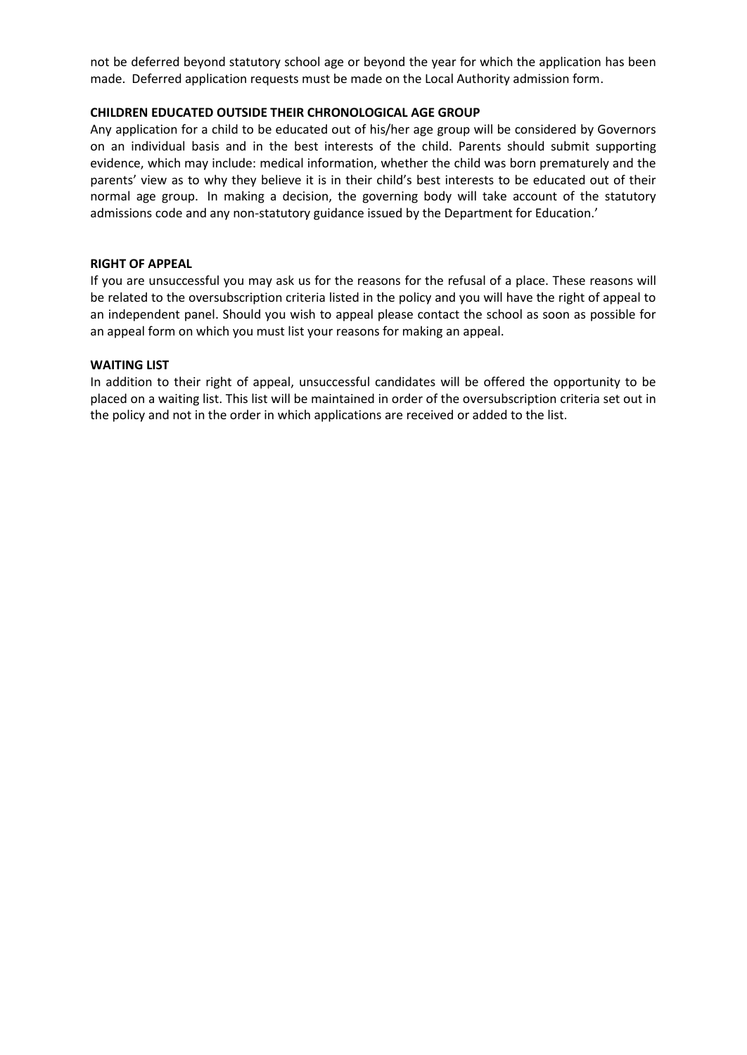not be deferred beyond statutory school age or beyond the year for which the application has been made. Deferred application requests must be made on the Local Authority admission form.

**CHILDREN EDUCATED OUTSIDE THEIR CHRONOLOGICAL AGE GROUP**

Any application for a child to be educated out of his/her age group will be considered by Governors on an individual basis and in the best interests of the child. Parents should submit supporting evidence, which may include: medical information, whether the child was born prematurely and the parents' view as to why they believe it is in their child's best interests to be educated out of their normal age group. In making a decision, the governing body will take account of the statutory admissions code and any non-statutory guidance issued by the Department for Education.'

**RIGHT OF APPEAL**

If you are unsuccessful you may ask us for the reasons for the refusal of a place. These reasons will be related to the oversubscription criteria listed in the policy and you will have the right of appeal to an independent panel. Should you wish to appeal please contact the school as soon as possible for an appeal form on which you must list your reasons for making an appeal.

**WAITING LIST**

In addition to their right of appeal, unsuccessful candidates will be offered the opportunity to be placed on a waiting list. This list will be maintained in order of the oversubscription criteria set out in the policy and not in the order in which applications are received or added to the list.